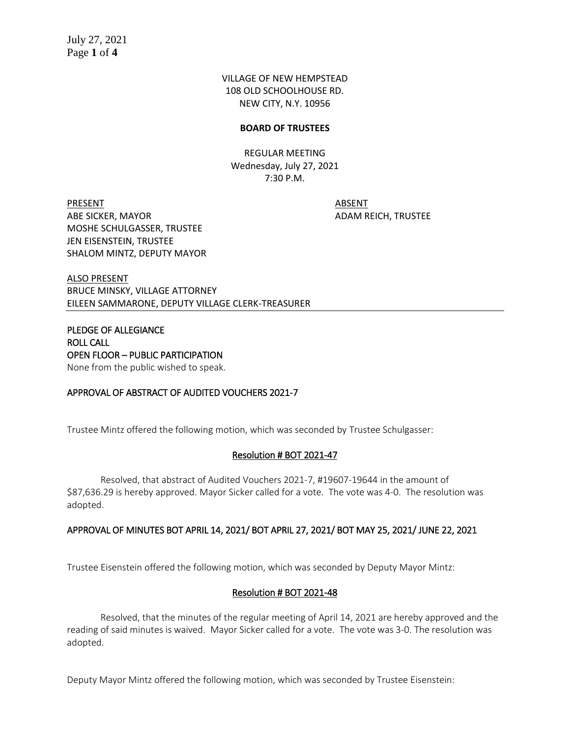VILLAGE OF NEW HEMPSTEAD
108 OLD SCHOOLHOUSE RD.
NEW CITY, N.Y. 10956

**BOARD OF TRUSTEES**

REGULAR MEETING
Wednesday, July 27, 2021
7:30 P.M.

| PRESENT | ABSENT |
|---|---|
| ABE SICKER, MAYOR | ADAM REICH, TRUSTEE |
| MOSHE SCHULGASSER, TRUSTEE | |
| JEN EISENSTEIN, TRUSTEE | |
| SHALOM MINTZ, DEPUTY MAYOR | |

ALSO PRESENT
BRUCE MINSKY, VILLAGE ATTORNEY
EILEEN SAMMARONE, DEPUTY VILLAGE CLERK-TREASURER

PLEDGE OF ALLEGIANCE
ROLL CALL
OPEN FLOOR – PUBLIC PARTICIPATION
None from the public wished to speak.

APPROVAL OF ABSTRACT OF AUDITED VOUCHERS 2021-7

Trustee Mintz offered the following motion, which was seconded by Trustee Schulgasser:

**Resolution # BOT 2021-47**

Resolved, that abstract of Audited Vouchers 2021-7, #19607-19644 in the amount of $87,636.29 is hereby approved. Mayor Sicker called for a vote. The vote was 4-0. The resolution was adopted.

APPROVAL OF MINUTES BOT APRIL 14, 2021/ BOT APRIL 27, 2021/ BOT MAY 25, 2021/ JUNE 22, 2021

Trustee Eisenstein offered the following motion, which was seconded by Deputy Mayor Mintz:

**Resolution # BOT 2021-48**

Resolved, that the minutes of the regular meeting of April 14, 2021 are hereby approved and the reading of said minutes is waived. Mayor Sicker called for a vote. The vote was 3-0. The resolution was adopted.

Deputy Mayor Mintz offered the following motion, which was seconded by Trustee Eisenstein: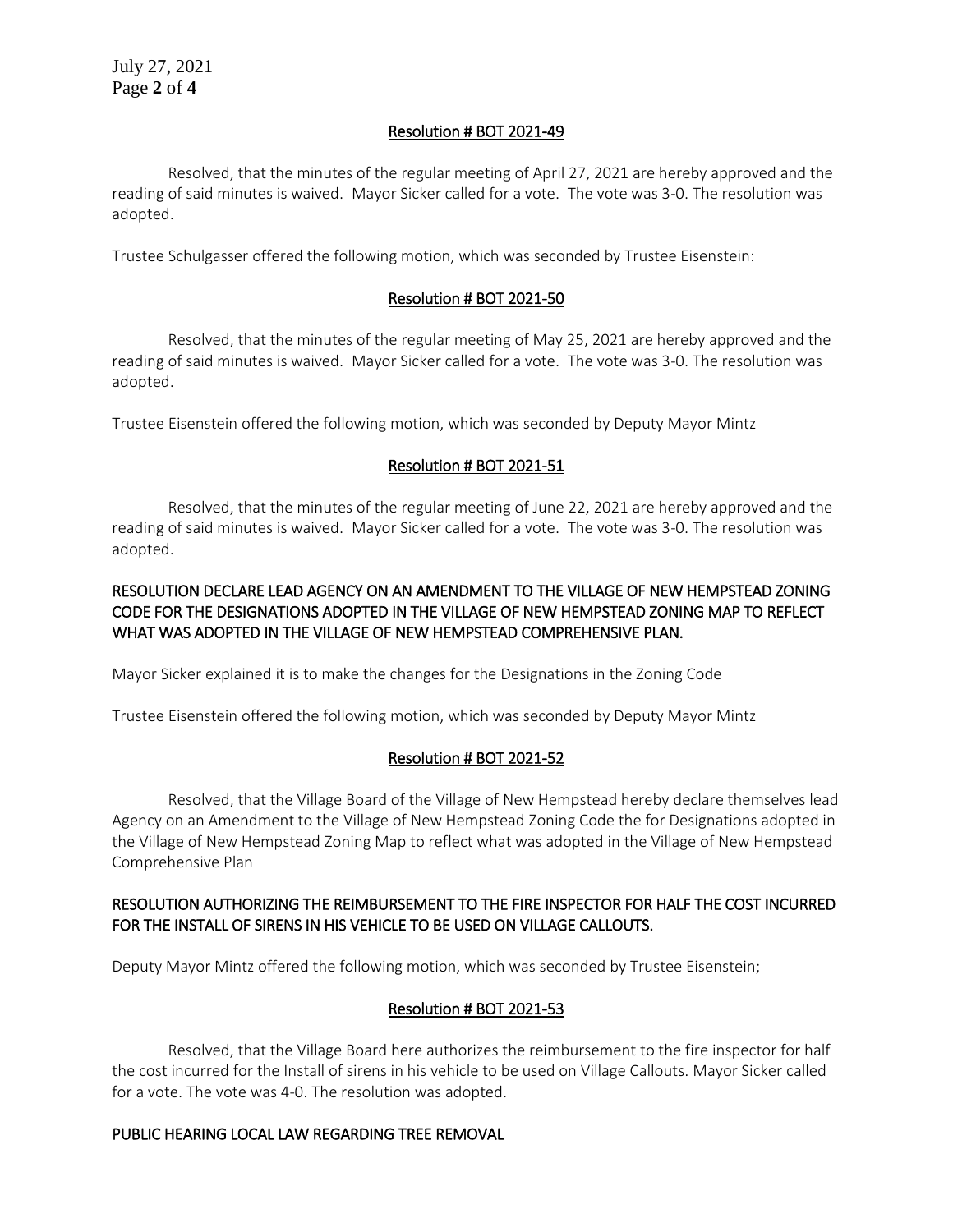**Resolution # BOT 2021-49**

Resolved, that the minutes of the regular meeting of April 27, 2021 are hereby approved and the reading of said minutes is waived. Mayor Sicker called for a vote. The vote was 3-0. The resolution was adopted.

Trustee Schulgasser offered the following motion, which was seconded by Trustee Eisenstein:

**Resolution # BOT 2021-50**

Resolved, that the minutes of the regular meeting of May 25, 2021 are hereby approved and the reading of said minutes is waived. Mayor Sicker called for a vote. The vote was 3-0. The resolution was adopted.

Trustee Eisenstein offered the following motion, which was seconded by Deputy Mayor Mintz

**Resolution # BOT 2021-51**

Resolved, that the minutes of the regular meeting of June 22, 2021 are hereby approved and the reading of said minutes is waived. Mayor Sicker called for a vote. The vote was 3-0. The resolution was adopted.

**RESOLUTION DECLARE LEAD AGENCY ON AN AMENDMENT TO THE VILLAGE OF NEW HEMPSTEAD ZONING CODE FOR THE DESIGNATIONS ADOPTED IN THE VILLAGE OF NEW HEMPSTEAD ZONING MAP TO REFLECT WHAT WAS ADOPTED IN THE VILLAGE OF NEW HEMPSTEAD COMPREHENSIVE PLAN.**

Mayor Sicker explained it is to make the changes for the Designations in the Zoning Code

Trustee Eisenstein offered the following motion, which was seconded by Deputy Mayor Mintz

**Resolution # BOT 2021-52**

Resolved, that the Village Board of the Village of New Hempstead hereby declare themselves lead Agency on an Amendment to the Village of New Hempstead Zoning Code the for Designations adopted in the Village of New Hempstead Zoning Map to reflect what was adopted in the Village of New Hempstead Comprehensive Plan

**RESOLUTION AUTHORIZING THE REIMBURSEMENT TO THE FIRE INSPECTOR FOR HALF THE COST INCURRED FOR THE INSTALL OF SIRENS IN HIS VEHICLE TO BE USED ON VILLAGE CALLOUTS.**

Deputy Mayor Mintz offered the following motion, which was seconded by Trustee Eisenstein;

**Resolution # BOT 2021-53**

Resolved, that the Village Board here authorizes the reimbursement to the fire inspector for half the cost incurred for the Install of sirens in his vehicle to be used on Village Callouts. Mayor Sicker called for a vote. The vote was 4-0. The resolution was adopted.

**PUBLIC HEARING LOCAL LAW REGARDING TREE REMOVAL**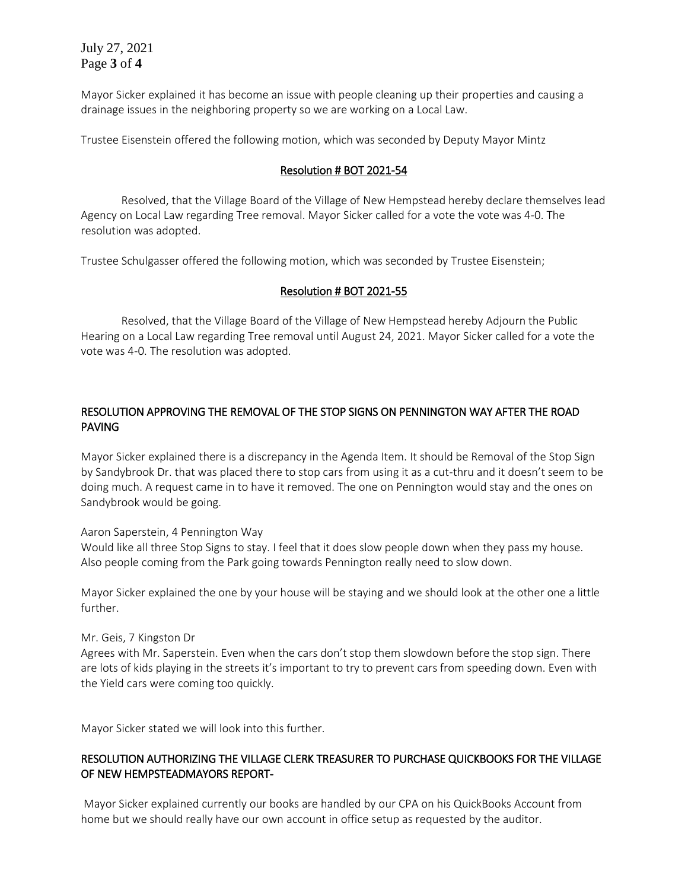Mayor Sicker explained it has become an issue with people cleaning up their properties and causing a drainage issues in the neighboring property so we are working on a Local Law.

Trustee Eisenstein offered the following motion, which was seconded by Deputy Mayor Mintz

<u>Resolution # BOT 2021-54</u>

Resolved, that the Village Board of the Village of New Hempstead hereby declare themselves lead Agency on Local Law regarding Tree removal. Mayor Sicker called for a vote the vote was 4-0. The resolution was adopted.

Trustee Schulgasser offered the following motion, which was seconded by Trustee Eisenstein;

<u>Resolution # BOT 2021-55</u>

Resolved, that the Village Board of the Village of New Hempstead hereby Adjourn the Public Hearing on a Local Law regarding Tree removal until August 24, 2021. Mayor Sicker called for a vote the vote was 4-0. The resolution was adopted.

<u>RESOLUTION APPROVING THE REMOVAL OF THE STOP SIGNS ON PENNINGTON WAY AFTER THE ROAD PAVING</u>

Mayor Sicker explained there is a discrepancy in the Agenda Item. It should be Removal of the Stop Sign by Sandybrook Dr. that was placed there to stop cars from using it as a cut-thru and it doesn't seem to be doing much. A request came in to have it removed. The one on Pennington would stay and the ones on Sandybrook would be going.

Aaron Saperstein, 4 Pennington Way
Would like all three Stop Signs to stay. I feel that it does slow people down when they pass my house. Also people coming from the Park going towards Pennington really need to slow down.

Mayor Sicker explained the one by your house will be staying and we should look at the other one a little further.

Mr. Geis, 7 Kingston Dr
Agrees with Mr. Saperstein. Even when the cars don't stop them slowdown before the stop sign. There are lots of kids playing in the streets it's important to try to prevent cars from speeding down. Even with the Yield cars were coming too quickly.

Mayor Sicker stated we will look into this further.

<u>RESOLUTION AUTHORIZING THE VILLAGE CLERK TREASURER TO PURCHASE QUICKBOOKS FOR THE VILLAGE OF NEW HEMPSTEADMAYORS REPORT-</u>

Mayor Sicker explained currently our books are handled by our CPA on his QuickBooks Account from home but we should really have our own account in office setup as requested by the auditor.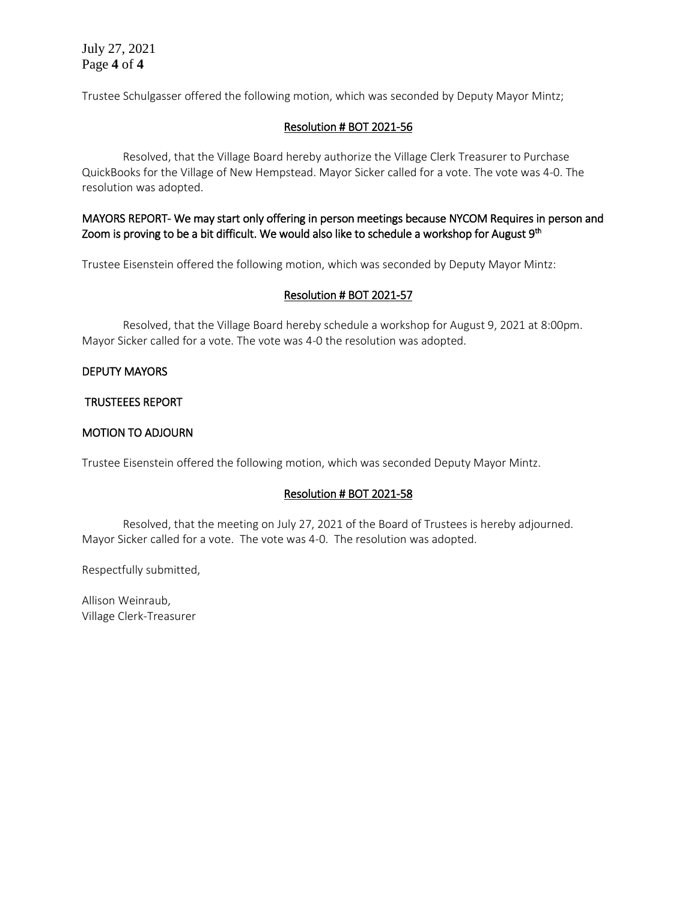Trustee Schulgasser offered the following motion, which was seconded by Deputy Mayor Mintz;

**Resolution # BOT 2021-56**

Resolved, that the Village Board hereby authorize the Village Clerk Treasurer to Purchase QuickBooks for the Village of New Hempstead. Mayor Sicker called for a vote. The vote was 4-0. The resolution was adopted.

**MAYORS REPORT- We may start only offering in person meetings because NYCOM Requires in person and Zoom is proving to be a bit difficult. We would also like to schedule a workshop for August 9th**

Trustee Eisenstein offered the following motion, which was seconded by Deputy Mayor Mintz:

**Resolution # BOT 2021-57**

Resolved, that the Village Board hereby schedule a workshop for August 9, 2021 at 8:00pm. Mayor Sicker called for a vote. The vote was 4-0 the resolution was adopted.

**DEPUTY MAYORS**

**TRUSTEEES REPORT**

**MOTION TO ADJOURN**

Trustee Eisenstein offered the following motion, which was seconded Deputy Mayor Mintz.

**Resolution # BOT 2021-58**

Resolved, that the meeting on July 27, 2021 of the Board of Trustees is hereby adjourned. Mayor Sicker called for a vote. The vote was 4-0. The resolution was adopted.

Respectfully submitted,

Allison Weinraub,
Village Clerk-Treasurer